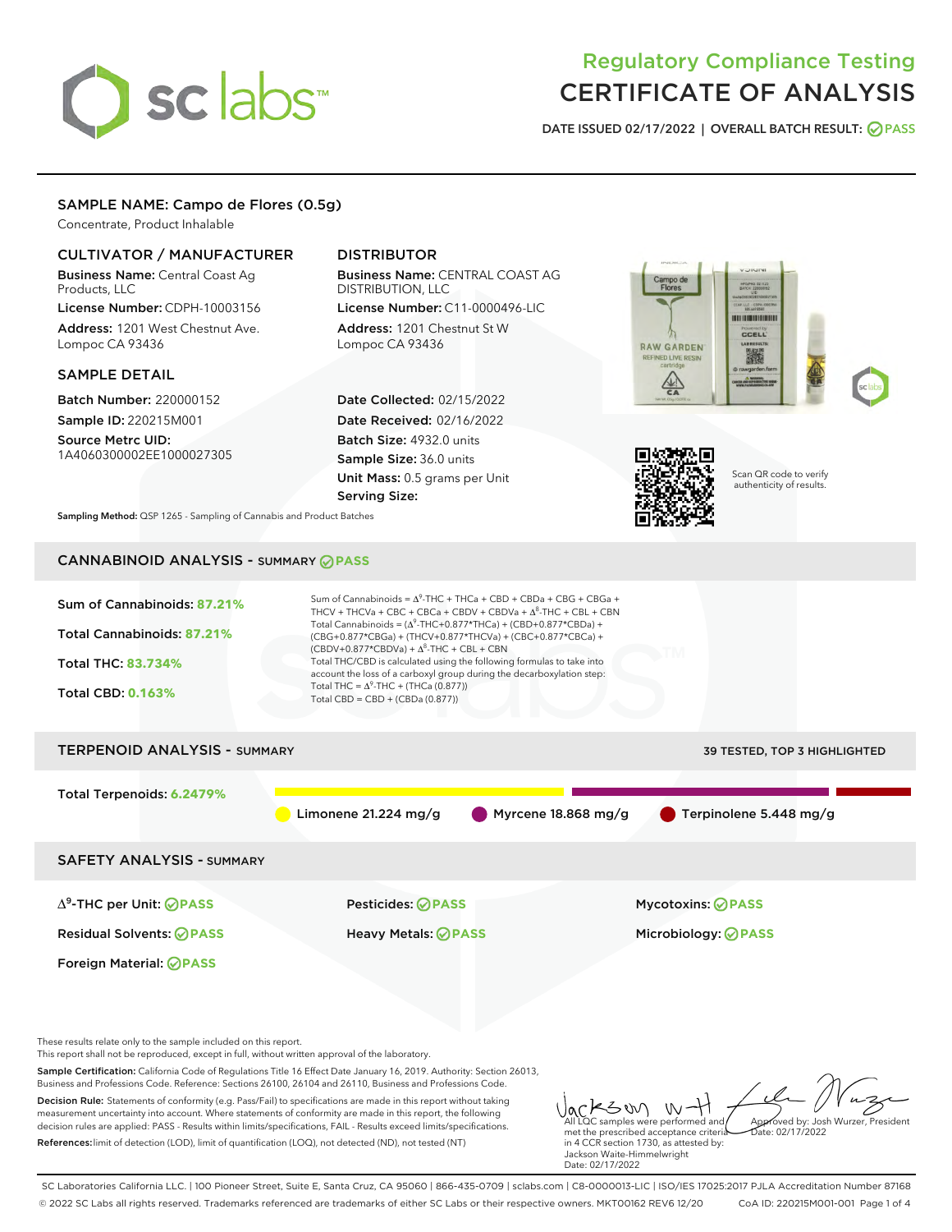# Regulatory Compliance Testing CERTIFICATE OF ANALYSIS

DATE ISSUED 02/17/2022 | OVERALL BATCH RESULT: PASS

## SAMPLE NAME: Campo de Flores (0.5g)

Concentrate, Product Inhalable

### CULTIVATOR / MANUFACTURER

**Business Name:** Central Coast Ag Products, LLC
**License Number:** CDPH-10003156
**Address:** 1201 West Chestnut Ave. Lompoc CA 93436

### DISTRIBUTOR

**Business Name:** CENTRAL COAST AG DISTRIBUTION, LLC
**License Number:** C11-0000496-LIC
**Address:** 1201 Chestnut St W Lompoc CA 93436

### SAMPLE DETAIL

**Batch Number:** 220000152
**Sample ID:** 220215M001
**Source Metrc UID:** 1A4060300002EE1000027305

**Date Collected:** 02/15/2022
**Date Received:** 02/16/2022
**Batch Size:** 4932.0 units
**Sample Size:** 36.0 units
**Unit Mass:** 0.5 grams per Unit
**Serving Size:**

Scan QR code to verify authenticity of results.

**Sampling Method:** QSP 1265 - Sampling of Cannabis and Product Batches

## CANNABINOID ANALYSIS - SUMMARY PASS

Sum of Cannabinoids: **87.21%**
Total Cannabinoids: **87.21%**
Total THC: **83.734%**
Total CBD: **0.163%**

Sum of Cannabinoids = $\Delta^9$-THC + THCa + CBD + CBDa + CBG + CBGa + THCV + THCVa + CBC + CBCa + CBDV + CBDVa + $\Delta^8$-THC + CBL + CBN
Total Cannabinoids = ($\Delta^9$-THC+0.877*THCa) + (CBD+0.877*CBDa) + (CBG+0.877*CBGa) + (THCV+0.877*THCVa) + (CBC+0.877*CBCa) + (CBDV+0.877*CBDVa) + $\Delta^8$-THC + CBL + CBN
Total THC/CBD is calculated using the following formulas to take into account the loss of a carboxyl group during the decarboxylation step:
Total THC = $\Delta^9$-THC + (THCa (0.877))
Total CBD = CBD + (CBDa (0.877))

## TERPENOID ANALYSIS - SUMMARY

39 TESTED, TOP 3 HIGHLIGHTED

Total Terpenoids: **6.2479%**

Limonene 21.224 mg/g | Myrcene 18.868 mg/g | Terpinolene 5.448 mg/g

## SAFETY ANALYSIS - SUMMARY

| | | |
|---|---|---|
| $\Delta^9$-THC per Unit: PASS | Pesticides: PASS | Mycotoxins: PASS |
| Residual Solvents: PASS | Heavy Metals: PASS | Microbiology: PASS |
| Foreign Material: PASS | | |

These results relate only to the sample included on this report.
This report shall not be reproduced, except in full, without written approval of the laboratory.

**Sample Certification:** California Code of Regulations Title 16 Effect Date January 16, 2019. Authority: Section 26013, Business and Professions Code. Reference: Sections 26100, 26104 and 26110, Business and Professions Code.

**Decision Rule:** Statements of conformity (e.g. Pass/Fail) to specifications are made in this report without taking measurement uncertainty into account. Where statements of conformity are made in this report, the following decision rules are applied: PASS - Results within limits/specifications, FAIL - Results exceed limits/specifications.

**References:** limit of detection (LOD), limit of quantification (LOQ), not detected (ND), not tested (NT)

All LQC samples were performed and met the prescribed acceptance criteria in 4 CCR section 1730, as attested by: Jackson Waite-Himmelwright Date: 02/17/2022

Approved by: Josh Wurzer, President Date: 02/17/2022

SC Laboratories California LLC. | 100 Pioneer Street, Suite E, Santa Cruz, CA 95060 | 866-435-0709 | sclabs.com | C8-0000013-LIC | ISO/IES 17025:2017 PJLA Accreditation Number 87168
© 2022 SC Labs all rights reserved. Trademarks referenced are trademarks of either SC Labs or their respective owners. MKT00162 REV6 12/20 CoA ID: 220215M001-001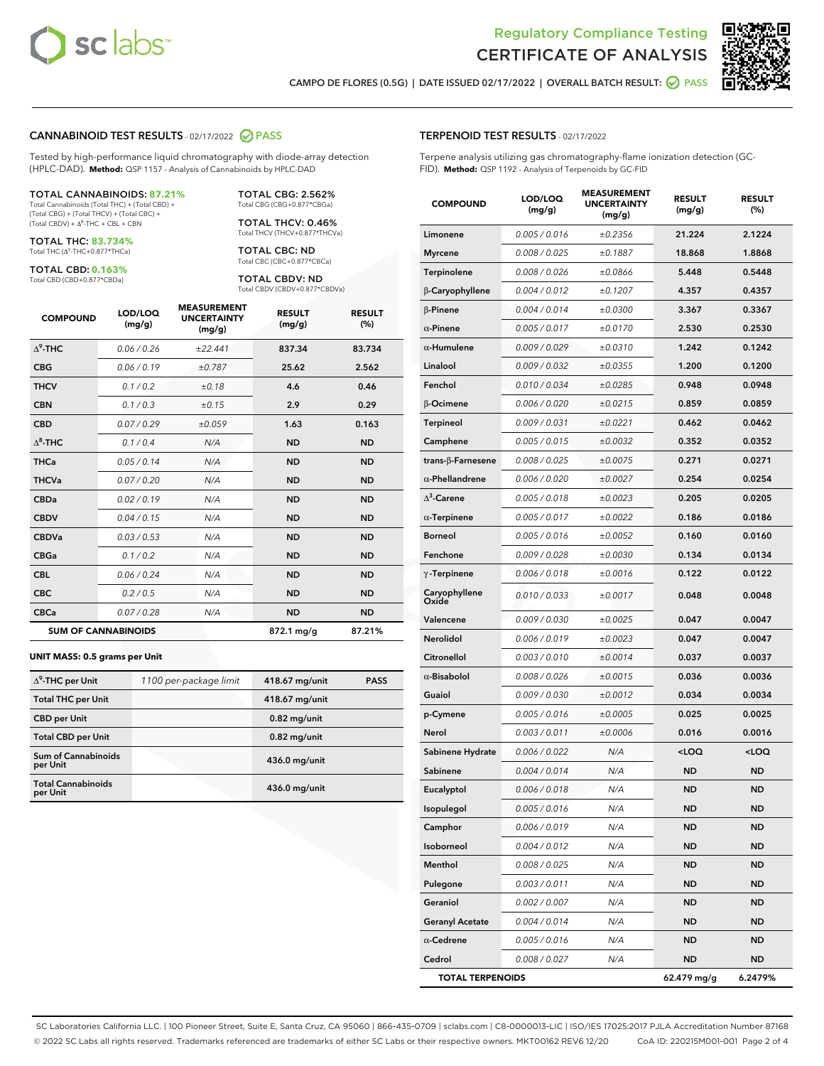Regulatory Compliance Testing
CERTIFICATE OF ANALYSIS

CAMPO DE FLORES (0.5G) | DATE ISSUED 02/17/2022 | OVERALL BATCH RESULT: PASS

## CANNABINOID TEST RESULTS - 02/17/2022 PASS

Tested by high-performance liquid chromatography with diode-array detection (HPLC-DAD). **Method:** QSP 1157 - Analysis of Cannabinoids by HPLC-DAD

**TOTAL CANNABINOIDS: 87.21%**
Total Cannabinoids (Total THC) + (Total CBD) + (Total CBG) + (Total THCV) + (Total CBC) + (Total CBDV) + $\Delta^8$-THC + CBL + CBN

**TOTAL THC: 83.734%**
Total THC ($\Delta^9$-THC+0.877*THCa)

**TOTAL CBD: 0.163%**
Total CBD (CBD+0.877*CBDa)

**TOTAL CBG: 2.562%**
Total CBG (CBG+0.877*CBGa)

**TOTAL THCV: 0.46%**
Total THCV (THCV+0.877*THCVa)

**TOTAL CBC: ND**
Total CBC (CBC+0.877*CBCa)

**TOTAL CBDV: ND**
Total CBDV (CBDV+0.877*CBDVa)

| COMPOUND | LOD/LOQ (mg/g) | MEASUREMENT UNCERTAINTY (mg/g) | RESULT (mg/g) | RESULT (%) |
|---|---|---|---|---|
| $\Delta^9$-THC | 0.06 / 0.26 | ±22.441 | 837.34 | 83.734 |
| CBG | 0.06 / 0.19 | ±0.787 | 25.62 | 2.562 |
| THCV | 0.1 / 0.2 | ±0.18 | 4.6 | 0.46 |
| CBN | 0.1 / 0.3 | ±0.15 | 2.9 | 0.29 |
| CBD | 0.07 / 0.29 | ±0.059 | 1.63 | 0.163 |
| $\Delta^8$-THC | 0.1 / 0.4 | N/A | ND | ND |
| THCa | 0.05 / 0.14 | N/A | ND | ND |
| THCVa | 0.07 / 0.20 | N/A | ND | ND |
| CBDa | 0.02 / 0.19 | N/A | ND | ND |
| CBDV | 0.04 / 0.15 | N/A | ND | ND |
| CBDVa | 0.03 / 0.53 | N/A | ND | ND |
| CBGa | 0.1 / 0.2 | N/A | ND | ND |
| CBL | 0.06 / 0.24 | N/A | ND | ND |
| CBC | 0.2 / 0.5 | N/A | ND | ND |
| CBCa | 0.07 / 0.28 | N/A | ND | ND |
| **SUM OF CANNABINOIDS** | | | **872.1 mg/g** | **87.21%** |

**UNIT MASS: 0.5 grams per Unit**

| | | | |
|---|---|---|---|
| $\Delta^9$-THC per Unit | 1100 per-package limit | 418.67 mg/unit | PASS |
| Total THC per Unit | | 418.67 mg/unit | |
| CBD per Unit | | 0.82 mg/unit | |
| Total CBD per Unit | | 0.82 mg/unit | |
| Sum of Cannabinoids per Unit | | 436.0 mg/unit | |
| Total Cannabinoids per Unit | | 436.0 mg/unit | |

## TERPENOID TEST RESULTS - 02/17/2022

Terpene analysis utilizing gas chromatography-flame ionization detection (GC-FID). **Method:** QSP 1192 - Analysis of Terpenoids by GC-FID

| COMPOUND | LOD/LOQ (mg/g) | MEASUREMENT UNCERTAINTY (mg/g) | RESULT (mg/g) | RESULT (%) |
|---|---|---|---|---|
| Limonene | 0.005 / 0.016 | ±0.2356 | 21.224 | 2.1224 |
| Myrcene | 0.008 / 0.025 | ±0.1887 | 18.868 | 1.8868 |
| Terpinolene | 0.008 / 0.026 | ±0.0866 | 5.448 | 0.5448 |
| β-Caryophyllene | 0.004 / 0.012 | ±0.1207 | 4.357 | 0.4357 |
| β-Pinene | 0.004 / 0.014 | ±0.0300 | 3.367 | 0.3367 |
| α-Pinene | 0.005 / 0.017 | ±0.0170 | 2.530 | 0.2530 |
| α-Humulene | 0.009 / 0.029 | ±0.0310 | 1.242 | 0.1242 |
| Linalool | 0.009 / 0.032 | ±0.0355 | 1.200 | 0.1200 |
| Fenchol | 0.010 / 0.034 | ±0.0285 | 0.948 | 0.0948 |
| β-Ocimene | 0.006 / 0.020 | ±0.0215 | 0.859 | 0.0859 |
| Terpineol | 0.009 / 0.031 | ±0.0221 | 0.462 | 0.0462 |
| Camphene | 0.005 / 0.015 | ±0.0032 | 0.352 | 0.0352 |
| trans-β-Farnesene | 0.008 / 0.025 | ±0.0075 | 0.271 | 0.0271 |
| α-Phellandrene | 0.006 / 0.020 | ±0.0027 | 0.254 | 0.0254 |
| $\Delta^3$-Carene | 0.005 / 0.018 | ±0.0023 | 0.205 | 0.0205 |
| α-Terpinene | 0.005 / 0.017 | ±0.0022 | 0.186 | 0.0186 |
| Borneol | 0.005 / 0.016 | ±0.0052 | 0.160 | 0.0160 |
| Fenchone | 0.009 / 0.028 | ±0.0030 | 0.134 | 0.0134 |
| γ-Terpinene | 0.006 / 0.018 | ±0.0016 | 0.122 | 0.0122 |
| Caryophyllene Oxide | 0.010 / 0.033 | ±0.0017 | 0.048 | 0.0048 |
| Valencene | 0.009 / 0.030 | ±0.0025 | 0.047 | 0.0047 |
| Nerolidol | 0.006 / 0.019 | ±0.0023 | 0.047 | 0.0047 |
| Citronellol | 0.003 / 0.010 | ±0.0014 | 0.037 | 0.0037 |
| α-Bisabolol | 0.008 / 0.026 | ±0.0015 | 0.036 | 0.0036 |
| Guaiol | 0.009 / 0.030 | ±0.0012 | 0.034 | 0.0034 |
| p-Cymene | 0.005 / 0.016 | ±0.0005 | 0.025 | 0.0025 |
| Nerol | 0.003 / 0.011 | ±0.0006 | 0.016 | 0.0016 |
| Sabinene Hydrate | 0.006 / 0.022 | N/A | <LOQ | <LOQ |
| Sabinene | 0.004 / 0.014 | N/A | ND | ND |
| Eucalyptol | 0.006 / 0.018 | N/A | ND | ND |
| Isopulegol | 0.005 / 0.016 | N/A | ND | ND |
| Camphor | 0.006 / 0.019 | N/A | ND | ND |
| Isoborneol | 0.004 / 0.012 | N/A | ND | ND |
| Menthol | 0.008 / 0.025 | N/A | ND | ND |
| Pulegone | 0.003 / 0.011 | N/A | ND | ND |
| Geraniol | 0.002 / 0.007 | N/A | ND | ND |
| Geranyl Acetate | 0.004 / 0.014 | N/A | ND | ND |
| α-Cedrene | 0.005 / 0.016 | N/A | ND | ND |
| Cedrol | 0.008 / 0.027 | N/A | ND | ND |
| **TOTAL TERPENOIDS** | | | **62.479 mg/g** | **6.2479%** |

SC Laboratories California LLC. | 100 Pioneer Street, Suite E, Santa Cruz, CA 95060 | 866-435-0709 | sclabs.com | C8-0000013-LIC | ISO/IES 17025:2017 PJLA Accreditation Number 87168
© 2022 SC Labs all rights reserved. Trademarks referenced are trademarks of either SC Labs or their respective owners. MKT00162 REV6 12/20 CoA ID: 220215M001-001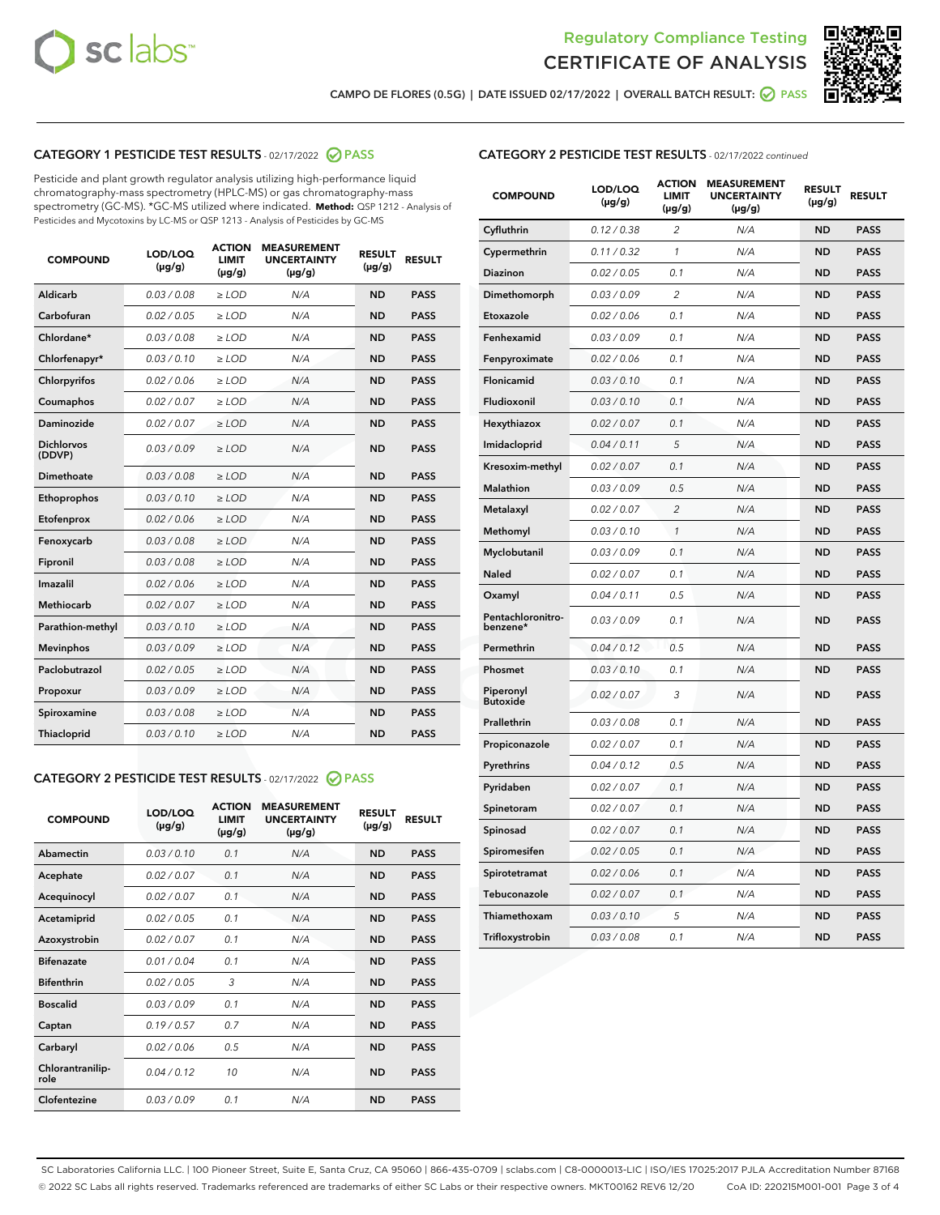# Regulatory Compliance Testing
# CERTIFICATE OF ANALYSIS

CAMPO DE FLORES (0.5G) | DATE ISSUED 02/17/2022 | OVERALL BATCH RESULT: PASS

## CATEGORY 1 PESTICIDE TEST RESULTS - 02/17/2022 PASS

Pesticide and plant growth regulator analysis utilizing high-performance liquid chromatography-mass spectrometry (HPLC-MS) or gas chromatography-mass spectrometry (GC-MS). *GC-MS utilized where indicated. **Method:** QSP 1212 - Analysis of Pesticides and Mycotoxins by LC-MS or QSP 1213 - Analysis of Pesticides by GC-MS

| COMPOUND | LOD/LOQ (µg/g) | ACTION LIMIT (µg/g) | MEASUREMENT UNCERTAINTY (µg/g) | RESULT (µg/g) | RESULT |
|---|---|---|---|---|---|
| Aldicarb | 0.03 / 0.08 | ≥ LOD | N/A | ND | PASS |
| Carbofuran | 0.02 / 0.05 | ≥ LOD | N/A | ND | PASS |
| Chlordane* | 0.03 / 0.08 | ≥ LOD | N/A | ND | PASS |
| Chlorfenapyr* | 0.03 / 0.10 | ≥ LOD | N/A | ND | PASS |
| Chlorpyrifos | 0.02 / 0.06 | ≥ LOD | N/A | ND | PASS |
| Coumaphos | 0.02 / 0.07 | ≥ LOD | N/A | ND | PASS |
| Daminozide | 0.02 / 0.07 | ≥ LOD | N/A | ND | PASS |
| Dichlorvos (DDVP) | 0.03 / 0.09 | ≥ LOD | N/A | ND | PASS |
| Dimethoate | 0.03 / 0.08 | ≥ LOD | N/A | ND | PASS |
| Ethoprophos | 0.03 / 0.10 | ≥ LOD | N/A | ND | PASS |
| Etofenprox | 0.02 / 0.06 | ≥ LOD | N/A | ND | PASS |
| Fenoxycarb | 0.03 / 0.08 | ≥ LOD | N/A | ND | PASS |
| Fipronil | 0.03 / 0.08 | ≥ LOD | N/A | ND | PASS |
| Imazalil | 0.02 / 0.06 | ≥ LOD | N/A | ND | PASS |
| Methiocarb | 0.02 / 0.07 | ≥ LOD | N/A | ND | PASS |
| Parathion-methyl | 0.03 / 0.10 | ≥ LOD | N/A | ND | PASS |
| Mevinphos | 0.03 / 0.09 | ≥ LOD | N/A | ND | PASS |
| Paclobutrazol | 0.02 / 0.05 | ≥ LOD | N/A | ND | PASS |
| Propoxur | 0.03 / 0.09 | ≥ LOD | N/A | ND | PASS |
| Spiroxamine | 0.03 / 0.08 | ≥ LOD | N/A | ND | PASS |
| Thiacloprid | 0.03 / 0.10 | ≥ LOD | N/A | ND | PASS |

## CATEGORY 2 PESTICIDE TEST RESULTS - 02/17/2022 PASS

| COMPOUND | LOD/LOQ (µg/g) | ACTION LIMIT (µg/g) | MEASUREMENT UNCERTAINTY (µg/g) | RESULT (µg/g) | RESULT |
|---|---|---|---|---|---|
| Abamectin | 0.03 / 0.10 | 0.1 | N/A | ND | PASS |
| Acephate | 0.02 / 0.07 | 0.1 | N/A | ND | PASS |
| Acequinocyl | 0.02 / 0.07 | 0.1 | N/A | ND | PASS |
| Acetamiprid | 0.02 / 0.05 | 0.1 | N/A | ND | PASS |
| Azoxystrobin | 0.02 / 0.07 | 0.1 | N/A | ND | PASS |
| Bifenazate | 0.01 / 0.04 | 0.1 | N/A | ND | PASS |
| Bifenthrin | 0.02 / 0.05 | 3 | N/A | ND | PASS |
| Boscalid | 0.03 / 0.09 | 0.1 | N/A | ND | PASS |
| Captan | 0.19 / 0.57 | 0.7 | N/A | ND | PASS |
| Carbaryl | 0.02 / 0.06 | 0.5 | N/A | ND | PASS |
| Chlorantraniliprole | 0.04 / 0.12 | 10 | N/A | ND | PASS |
| Clofentezine | 0.03 / 0.09 | 0.1 | N/A | ND | PASS |
| Cyfluthrin | 0.12 / 0.38 | 2 | N/A | ND | PASS |
| Cypermethrin | 0.11 / 0.32 | 1 | N/A | ND | PASS |
| Diazinon | 0.02 / 0.05 | 0.1 | N/A | ND | PASS |
| Dimethomorph | 0.03 / 0.09 | 2 | N/A | ND | PASS |
| Etoxazole | 0.02 / 0.06 | 0.1 | N/A | ND | PASS |
| Fenhexamid | 0.03 / 0.09 | 0.1 | N/A | ND | PASS |
| Fenpyroximate | 0.02 / 0.06 | 0.1 | N/A | ND | PASS |
| Flonicamid | 0.03 / 0.10 | 0.1 | N/A | ND | PASS |
| Fludioxonil | 0.03 / 0.10 | 0.1 | N/A | ND | PASS |
| Hexythiazox | 0.02 / 0.07 | 0.1 | N/A | ND | PASS |
| Imidacloprid | 0.04 / 0.11 | 5 | N/A | ND | PASS |
| Kresoxim-methyl | 0.02 / 0.07 | 0.1 | N/A | ND | PASS |
| Malathion | 0.03 / 0.09 | 0.5 | N/A | ND | PASS |
| Metalaxyl | 0.02 / 0.07 | 2 | N/A | ND | PASS |
| Methomyl | 0.03 / 0.10 | 1 | N/A | ND | PASS |
| Myclobutanil | 0.03 / 0.09 | 0.1 | N/A | ND | PASS |
| Naled | 0.02 / 0.07 | 0.1 | N/A | ND | PASS |
| Oxamyl | 0.04 / 0.11 | 0.5 | N/A | ND | PASS |
| Pentachloronitrobenzene* | 0.03 / 0.09 | 0.1 | N/A | ND | PASS |
| Permethrin | 0.04 / 0.12 | 0.5 | N/A | ND | PASS |
| Phosmet | 0.03 / 0.10 | 0.1 | N/A | ND | PASS |
| Piperonyl Butoxide | 0.02 / 0.07 | 3 | N/A | ND | PASS |
| Prallethrin | 0.03 / 0.08 | 0.1 | N/A | ND | PASS |
| Propiconazole | 0.02 / 0.07 | 0.1 | N/A | ND | PASS |
| Pyrethrins | 0.04 / 0.12 | 0.5 | N/A | ND | PASS |
| Pyridaben | 0.02 / 0.07 | 0.1 | N/A | ND | PASS |
| Spinetoram | 0.02 / 0.07 | 0.1 | N/A | ND | PASS |
| Spinosad | 0.02 / 0.07 | 0.1 | N/A | ND | PASS |
| Spiromesifen | 0.02 / 0.05 | 0.1 | N/A | ND | PASS |
| Spirotetramat | 0.02 / 0.06 | 0.1 | N/A | ND | PASS |
| Tebuconazole | 0.02 / 0.07 | 0.1 | N/A | ND | PASS |
| Thiamethoxam | 0.03 / 0.10 | 5 | N/A | ND | PASS |
| Trifloxystrobin | 0.03 / 0.08 | 0.1 | N/A | ND | PASS |

SC Laboratories California LLC. | 100 Pioneer Street, Suite E, Santa Cruz, CA 95060 | 866-435-0709 | sclabs.com | C8-0000013-LIC | ISO/IES 17025:2017 PJLA Accreditation Number 87168
© 2022 SC Labs all rights reserved. Trademarks referenced are trademarks of either SC Labs or their respective owners. MKT00162 REV6 12/20 CoA ID: 220215M001-001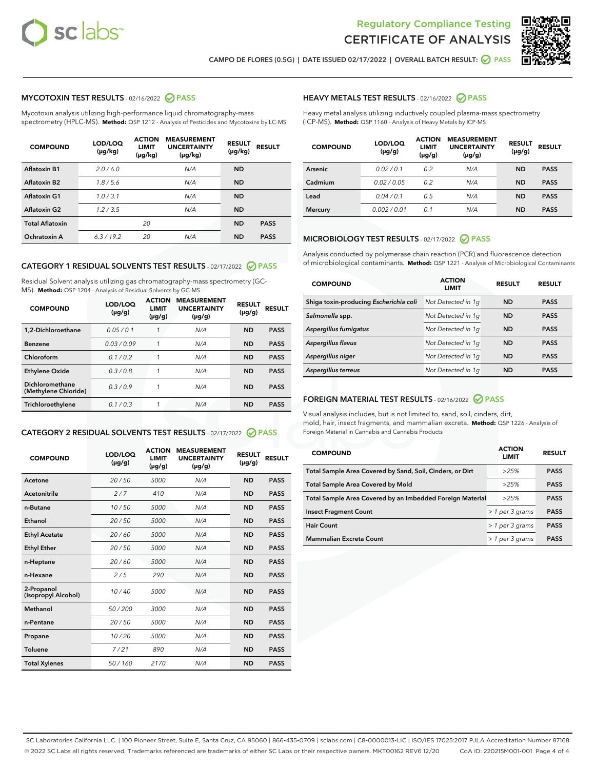Regulatory Compliance Testing
# CERTIFICATE OF ANALYSIS

CAMPO DE FLORES (0.5G) | DATE ISSUED 02/17/2022 | OVERALL BATCH RESULT: PASS

## MYCOTOXIN TEST RESULTS - 02/16/2022 PASS

Mycotoxin analysis utilizing high-performance liquid chromatography-mass spectrometry (HPLC-MS). **Method:** QSP 1212 - Analysis of Pesticides and Mycotoxins by LC-MS

| COMPOUND | LOD/LOQ (µg/kg) | ACTION LIMIT (µg/kg) | MEASUREMENT UNCERTAINTY (µg/kg) | RESULT (µg/kg) | RESULT |
|---|---|---|---|---|---|
| Aflatoxin B1 | 2.0 / 6.0 | | N/A | ND | |
| Aflatoxin B2 | 1.8 / 5.6 | | N/A | ND | |
| Aflatoxin G1 | 1.0 / 3.1 | | N/A | ND | |
| Aflatoxin G2 | 1.2 / 3.5 | | N/A | ND | |
| Total Aflatoxin | | 20 | | ND | PASS |
| Ochratoxin A | 6.3 / 19.2 | 20 | N/A | ND | PASS |

## CATEGORY 1 RESIDUAL SOLVENTS TEST RESULTS - 02/17/2022 PASS

Residual Solvent analysis utilizing gas chromatography-mass spectrometry (GC-MS). **Method:** QSP 1204 - Analysis of Residual Solvents by GC-MS

| COMPOUND | LOD/LOQ (µg/g) | ACTION LIMIT (µg/g) | MEASUREMENT UNCERTAINTY (µg/g) | RESULT (µg/g) | RESULT |
|---|---|---|---|---|---|
| 1,2-Dichloroethane | 0.05 / 0.1 | 1 | N/A | ND | PASS |
| Benzene | 0.03 / 0.09 | 1 | N/A | ND | PASS |
| Chloroform | 0.1 / 0.2 | 1 | N/A | ND | PASS |
| Ethylene Oxide | 0.3 / 0.8 | 1 | N/A | ND | PASS |
| Dichloromethane (Methylene Chloride) | 0.3 / 0.9 | 1 | N/A | ND | PASS |
| Trichloroethylene | 0.1 / 0.3 | 1 | N/A | ND | PASS |

## CATEGORY 2 RESIDUAL SOLVENTS TEST RESULTS - 02/17/2022 PASS

| COMPOUND | LOD/LOQ (µg/g) | ACTION LIMIT (µg/g) | MEASUREMENT UNCERTAINTY (µg/g) | RESULT (µg/g) | RESULT |
|---|---|---|---|---|---|
| Acetone | 20 / 50 | 5000 | N/A | ND | PASS |
| Acetonitrile | 2 / 7 | 410 | N/A | ND | PASS |
| n-Butane | 10 / 50 | 5000 | N/A | ND | PASS |
| Ethanol | 20 / 50 | 5000 | N/A | ND | PASS |
| Ethyl Acetate | 20 / 60 | 5000 | N/A | ND | PASS |
| Ethyl Ether | 20 / 50 | 5000 | N/A | ND | PASS |
| n-Heptane | 20 / 60 | 5000 | N/A | ND | PASS |
| n-Hexane | 2 / 5 | 290 | N/A | ND | PASS |
| 2-Propanol (Isopropyl Alcohol) | 10 / 40 | 5000 | N/A | ND | PASS |
| Methanol | 50 / 200 | 3000 | N/A | ND | PASS |
| n-Pentane | 20 / 50 | 5000 | N/A | ND | PASS |
| Propane | 10 / 20 | 5000 | N/A | ND | PASS |
| Toluene | 7 / 21 | 890 | N/A | ND | PASS |
| Total Xylenes | 50 / 160 | 2170 | N/A | ND | PASS |

## HEAVY METALS TEST RESULTS - 02/16/2022 PASS

Heavy metal analysis utilizing inductively coupled plasma-mass spectrometry (ICP-MS). **Method:** QSP 1160 - Analysis of Heavy Metals by ICP-MS

| COMPOUND | LOD/LOQ (µg/g) | ACTION LIMIT (µg/g) | MEASUREMENT UNCERTAINTY (µg/g) | RESULT (µg/g) | RESULT |
|---|---|---|---|---|---|
| Arsenic | 0.02 / 0.1 | 0.2 | N/A | ND | PASS |
| Cadmium | 0.02 / 0.05 | 0.2 | N/A | ND | PASS |
| Lead | 0.04 / 0.1 | 0.5 | N/A | ND | PASS |
| Mercury | 0.002 / 0.01 | 0.1 | N/A | ND | PASS |

## MICROBIOLOGY TEST RESULTS - 02/17/2022 PASS

Analysis conducted by polymerase chain reaction (PCR) and fluorescence detection of microbiological contaminants. **Method:** QSP 1221 - Analysis of Microbiological Contaminants

| COMPOUND | ACTION LIMIT | RESULT | RESULT |
|---|---|---|---|
| Shiga toxin-producing *Escherichia coli* | Not Detected in 1g | ND | PASS |
| *Salmonella* spp. | Not Detected in 1g | ND | PASS |
| *Aspergillus fumigatus* | Not Detected in 1g | ND | PASS |
| *Aspergillus flavus* | Not Detected in 1g | ND | PASS |
| *Aspergillus niger* | Not Detected in 1g | ND | PASS |
| *Aspergillus terreus* | Not Detected in 1g | ND | PASS |

## FOREIGN MATERIAL TEST RESULTS - 02/16/2022 PASS

Visual analysis includes, but is not limited to, sand, soil, cinders, dirt, mold, hair, insect fragments, and mammalian excreta. **Method:** QSP 1226 - Analysis of Foreign Material in Cannabis and Cannabis Products

| COMPOUND | ACTION LIMIT | RESULT |
|---|---|---|
| Total Sample Area Covered by Sand, Soil, Cinders, or Dirt | >25% | PASS |
| Total Sample Area Covered by Mold | >25% | PASS |
| Total Sample Area Covered by an Imbedded Foreign Material | >25% | PASS |
| Insect Fragment Count | > 1 per 3 grams | PASS |
| Hair Count | > 1 per 3 grams | PASS |
| Mammalian Excreta Count | > 1 per 3 grams | PASS |

SC Laboratories California LLC. | 100 Pioneer Street, Suite E, Santa Cruz, CA 95060 | 866-435-0709 | sclabs.com | C8-0000013-LIC | ISO/IES 17025:2017 PJLA Accreditation Number 87168
© 2022 SC Labs all rights reserved. Trademarks referenced are trademarks of either SC Labs or their respective owners. MKT00162 REV6 12/20 CoA ID: 220215M001-001